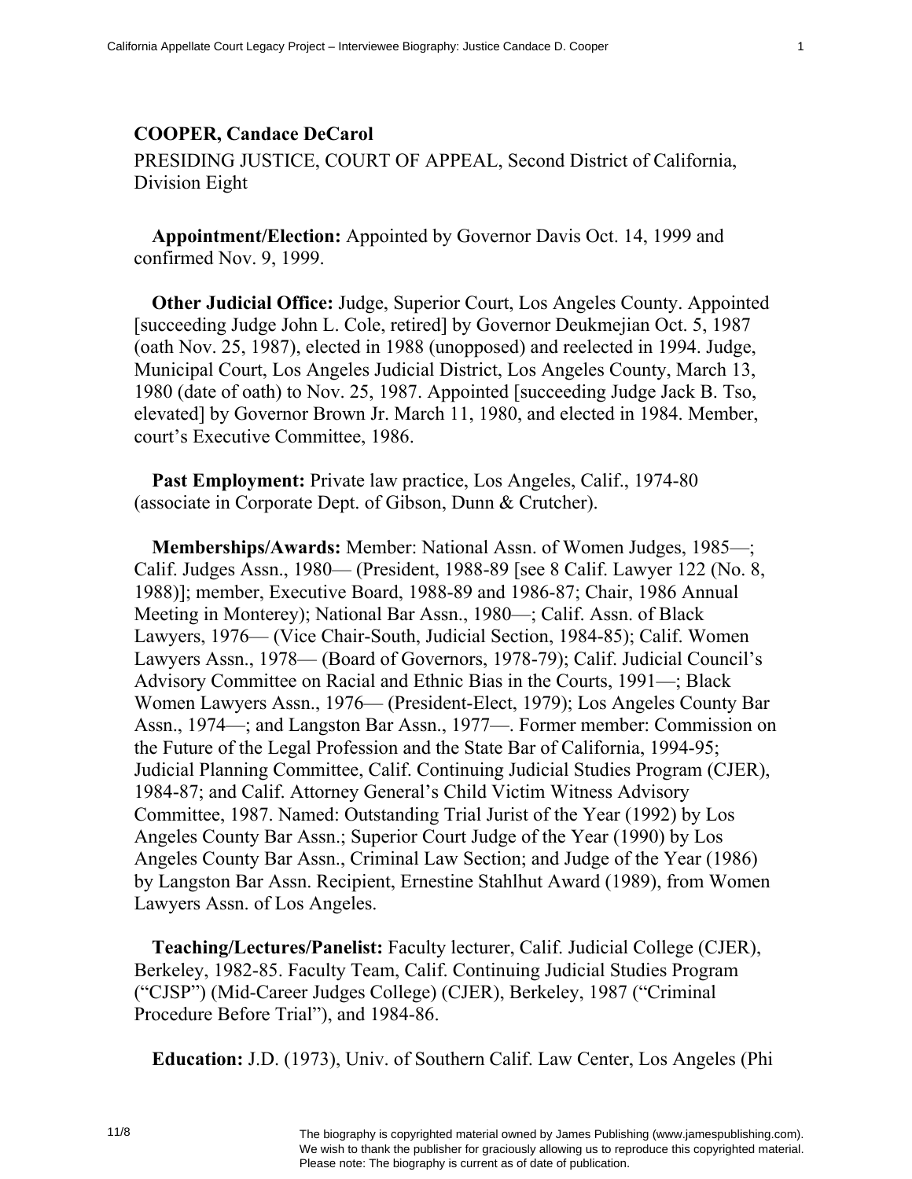**COOPER, Candace DeCarol**

PRESIDING JUSTICE, COURT OF APPEAL, Second District of California, Division Eight

**Appointment/Election:** Appointed by Governor Davis Oct. 14, 1999 and confirmed Nov. 9, 1999.

**Other Judicial Office:** Judge, Superior Court, Los Angeles County. Appointed [succeeding Judge John L. Cole, retired] by Governor Deukmejian Oct. 5, 1987 (oath Nov. 25, 1987), elected in 1988 (unopposed) and reelected in 1994. Judge, Municipal Court, Los Angeles Judicial District, Los Angeles County, March 13, 1980 (date of oath) to Nov. 25, 1987. Appointed [succeeding Judge Jack B. Tso, elevated] by Governor Brown Jr. March 11, 1980, and elected in 1984. Member, court's Executive Committee, 1986.

**Past Employment:** Private law practice, Los Angeles, Calif., 1974-80 (associate in Corporate Dept. of Gibson, Dunn & Crutcher).

**Memberships/Awards:** Member: National Assn. of Women Judges, 1985—; Calif. Judges Assn., 1980— (President, 1988-89 [see 8 Calif. Lawyer 122 (No. 8, 1988)]; member, Executive Board, 1988-89 and 1986-87; Chair, 1986 Annual Meeting in Monterey); National Bar Assn., 1980—; Calif. Assn. of Black Lawyers, 1976— (Vice Chair-South, Judicial Section, 1984-85); Calif. Women Lawyers Assn., 1978— (Board of Governors, 1978-79); Calif. Judicial Council's Advisory Committee on Racial and Ethnic Bias in the Courts, 1991—; Black Women Lawyers Assn., 1976— (President-Elect, 1979); Los Angeles County Bar Assn., 1974—; and Langston Bar Assn., 1977—. Former member: Commission on the Future of the Legal Profession and the State Bar of California, 1994-95; Judicial Planning Committee, Calif. Continuing Judicial Studies Program (CJER), 1984-87; and Calif. Attorney General's Child Victim Witness Advisory Committee, 1987. Named: Outstanding Trial Jurist of the Year (1992) by Los Angeles County Bar Assn.; Superior Court Judge of the Year (1990) by Los Angeles County Bar Assn., Criminal Law Section; and Judge of the Year (1986) by Langston Bar Assn. Recipient, Ernestine Stahlhut Award (1989), from Women Lawyers Assn. of Los Angeles.

**Teaching/Lectures/Panelist:** Faculty lecturer, Calif. Judicial College (CJER), Berkeley, 1982-85. Faculty Team, Calif. Continuing Judicial Studies Program ("CJSP") (Mid-Career Judges College) (CJER), Berkeley, 1987 ("Criminal Procedure Before Trial"), and 1984-86.

**Education:** J.D. (1973), Univ. of Southern Calif. Law Center, Los Angeles (Phi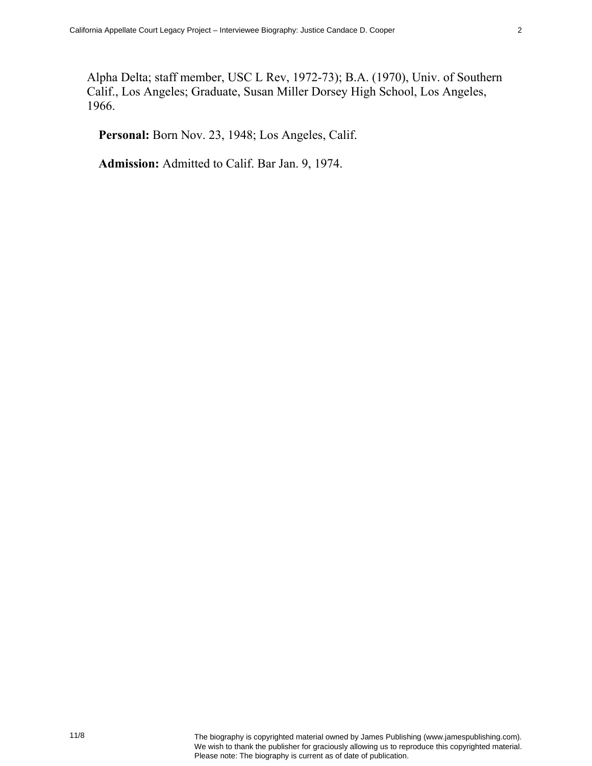Alpha Delta; staff member, USC L Rev, 1972-73); B.A. (1970), Univ. of Southern Calif., Los Angeles; Graduate, Susan Miller Dorsey High School, Los Angeles, 1966.

**Personal:** Born Nov. 23, 1948; Los Angeles, Calif.

**Admission:** Admitted to Calif. Bar Jan. 9, 1974.

11/8

The biography is copyrighted material owned by James Publishing (www.jamespublishing.com). We wish to thank the publisher for graciously allowing us to reproduce this copyrighted material. Please note: The biography is current as of date of publication.